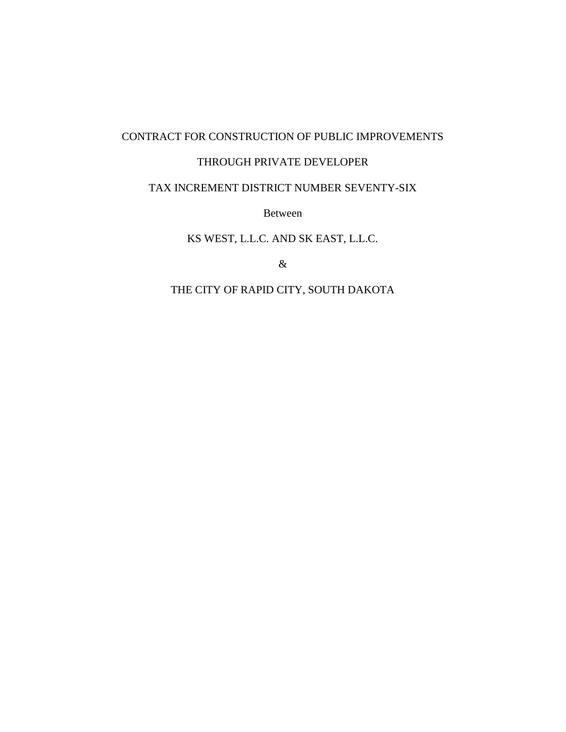CONTRACT FOR CONSTRUCTION OF PUBLIC IMPROVEMENTS

THROUGH PRIVATE DEVELOPER

TAX INCREMENT DISTRICT NUMBER SEVENTY-SIX

Between

KS WEST, L.L.C. AND SK EAST, L.L.C.

&

THE CITY OF RAPID CITY, SOUTH DAKOTA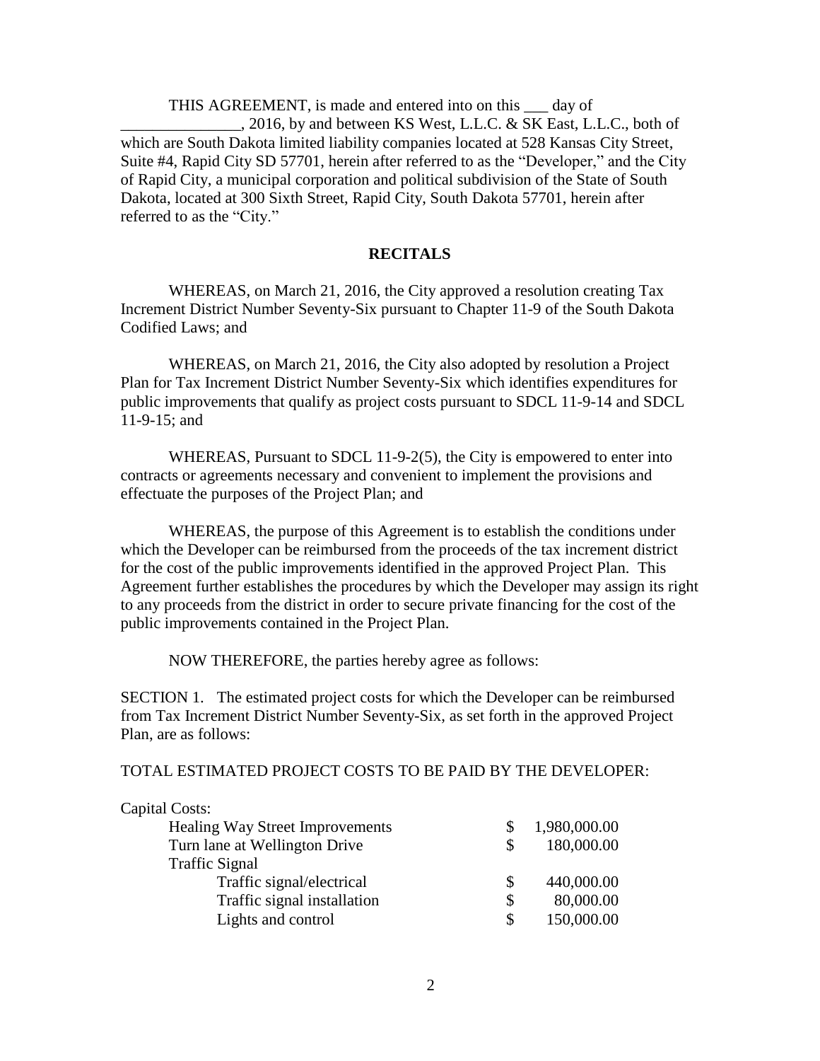THIS AGREEMENT, is made and entered into on this ___ day of _______________, 2016, by and between KS West, L.L.C. & SK East, L.L.C., both of which are South Dakota limited liability companies located at 528 Kansas City Street, Suite #4, Rapid City SD 57701, herein after referred to as the "Developer," and the City of Rapid City, a municipal corporation and political subdivision of the State of South Dakota, located at 300 Sixth Street, Rapid City, South Dakota 57701, herein after referred to as the "City."

## RECITALS

WHEREAS, on March 21, 2016, the City approved a resolution creating Tax Increment District Number Seventy-Six pursuant to Chapter 11-9 of the South Dakota Codified Laws; and

WHEREAS, on March 21, 2016, the City also adopted by resolution a Project Plan for Tax Increment District Number Seventy-Six which identifies expenditures for public improvements that qualify as project costs pursuant to SDCL 11-9-14 and SDCL 11-9-15; and

WHEREAS, Pursuant to SDCL 11-9-2(5), the City is empowered to enter into contracts or agreements necessary and convenient to implement the provisions and effectuate the purposes of the Project Plan; and

WHEREAS, the purpose of this Agreement is to establish the conditions under which the Developer can be reimbursed from the proceeds of the tax increment district for the cost of the public improvements identified in the approved Project Plan. This Agreement further establishes the procedures by which the Developer may assign its right to any proceeds from the district in order to secure private financing for the cost of the public improvements contained in the Project Plan.

NOW THEREFORE, the parties hereby agree as follows:

SECTION 1. The estimated project costs for which the Developer can be reimbursed from Tax Increment District Number Seventy-Six, as set forth in the approved Project Plan, are as follows:

TOTAL ESTIMATED PROJECT COSTS TO BE PAID BY THE DEVELOPER:

| Capital Costs: | |
|---|---|
| Healing Way Street Improvements | $ 1,980,000.00 |
| Turn lane at Wellington Drive | $ 180,000.00 |
| Traffic Signal | |
| Traffic signal/electrical | $ 440,000.00 |
| Traffic signal installation | $ 80,000.00 |
| Lights and control | $ 150,000.00 |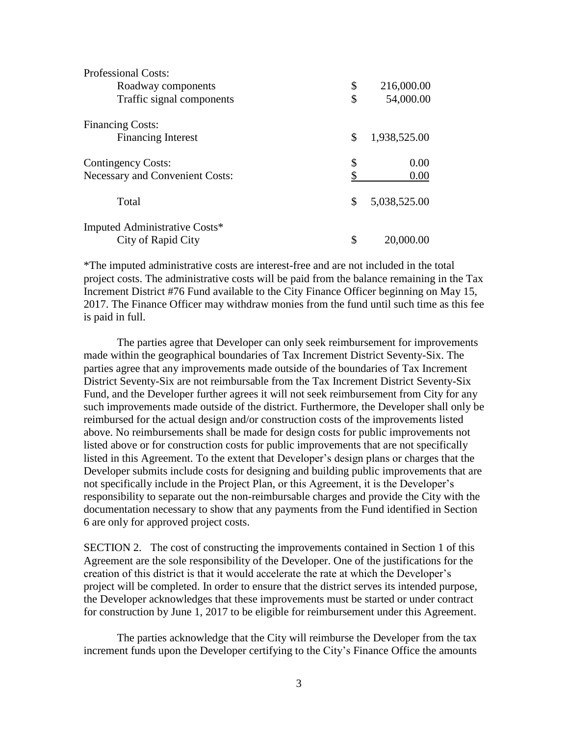| | |
|---|---|
| Professional Costs: | |
| Roadway components | $ 216,000.00 |
| Traffic signal components | $ 54,000.00 |
| Financing Costs: | |
| Financing Interest | $ 1,938,525.00 |
| Contingency Costs: | $ 0.00 |
| Necessary and Convenient Costs: | $ 0.00 |
| Total | $ 5,038,525.00 |
| Imputed Administrative Costs* | |
| City of Rapid City | $ 20,000.00 |

*The imputed administrative costs are interest-free and are not included in the total project costs. The administrative costs will be paid from the balance remaining in the Tax Increment District #76 Fund available to the City Finance Officer beginning on May 15, 2017. The Finance Officer may withdraw monies from the fund until such time as this fee is paid in full.

The parties agree that Developer can only seek reimbursement for improvements made within the geographical boundaries of Tax Increment District Seventy-Six. The parties agree that any improvements made outside of the boundaries of Tax Increment District Seventy-Six are not reimbursable from the Tax Increment District Seventy-Six Fund, and the Developer further agrees it will not seek reimbursement from City for any such improvements made outside of the district. Furthermore, the Developer shall only be reimbursed for the actual design and/or construction costs of the improvements listed above. No reimbursements shall be made for design costs for public improvements not listed above or for construction costs for public improvements that are not specifically listed in this Agreement. To the extent that Developer's design plans or charges that the Developer submits include costs for designing and building public improvements that are not specifically include in the Project Plan, or this Agreement, it is the Developer's responsibility to separate out the non-reimbursable charges and provide the City with the documentation necessary to show that any payments from the Fund identified in Section 6 are only for approved project costs.

SECTION 2. The cost of constructing the improvements contained in Section 1 of this Agreement are the sole responsibility of the Developer. One of the justifications for the creation of this district is that it would accelerate the rate at which the Developer's project will be completed. In order to ensure that the district serves its intended purpose, the Developer acknowledges that these improvements must be started or under contract for construction by June 1, 2017 to be eligible for reimbursement under this Agreement.

The parties acknowledge that the City will reimburse the Developer from the tax increment funds upon the Developer certifying to the City's Finance Office the amounts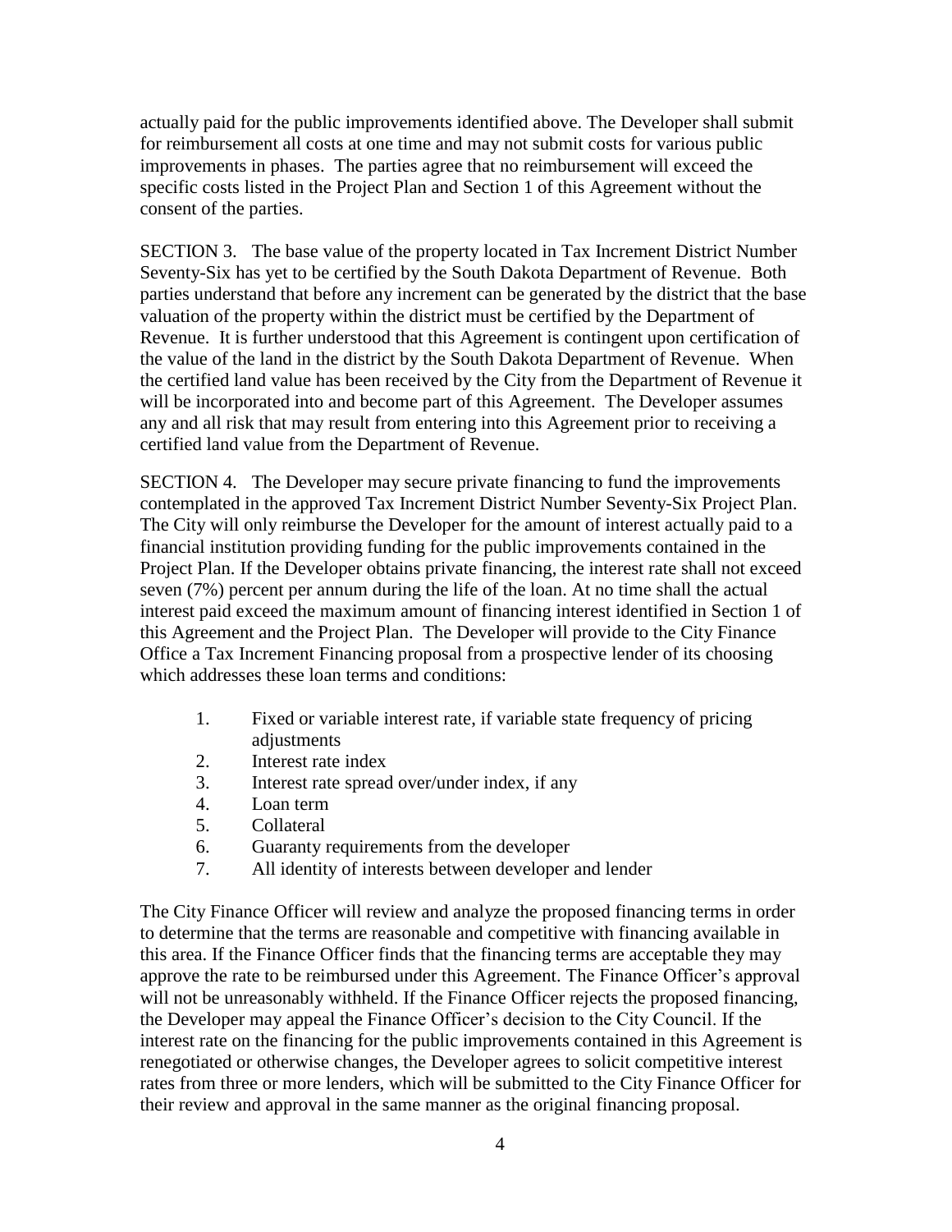actually paid for the public improvements identified above. The Developer shall submit for reimbursement all costs at one time and may not submit costs for various public improvements in phases. The parties agree that no reimbursement will exceed the specific costs listed in the Project Plan and Section 1 of this Agreement without the consent of the parties.

SECTION 3. The base value of the property located in Tax Increment District Number Seventy-Six has yet to be certified by the South Dakota Department of Revenue. Both parties understand that before any increment can be generated by the district that the base valuation of the property within the district must be certified by the Department of Revenue. It is further understood that this Agreement is contingent upon certification of the value of the land in the district by the South Dakota Department of Revenue. When the certified land value has been received by the City from the Department of Revenue it will be incorporated into and become part of this Agreement. The Developer assumes any and all risk that may result from entering into this Agreement prior to receiving a certified land value from the Department of Revenue.

SECTION 4. The Developer may secure private financing to fund the improvements contemplated in the approved Tax Increment District Number Seventy-Six Project Plan. The City will only reimburse the Developer for the amount of interest actually paid to a financial institution providing funding for the public improvements contained in the Project Plan. If the Developer obtains private financing, the interest rate shall not exceed seven (7%) percent per annum during the life of the loan. At no time shall the actual interest paid exceed the maximum amount of financing interest identified in Section 1 of this Agreement and the Project Plan. The Developer will provide to the City Finance Office a Tax Increment Financing proposal from a prospective lender of its choosing which addresses these loan terms and conditions:

1. Fixed or variable interest rate, if variable state frequency of pricing adjustments
2. Interest rate index
3. Interest rate spread over/under index, if any
4. Loan term
5. Collateral
6. Guaranty requirements from the developer
7. All identity of interests between developer and lender

The City Finance Officer will review and analyze the proposed financing terms in order to determine that the terms are reasonable and competitive with financing available in this area. If the Finance Officer finds that the financing terms are acceptable they may approve the rate to be reimbursed under this Agreement. The Finance Officer's approval will not be unreasonably withheld. If the Finance Officer rejects the proposed financing, the Developer may appeal the Finance Officer's decision to the City Council. If the interest rate on the financing for the public improvements contained in this Agreement is renegotiated or otherwise changes, the Developer agrees to solicit competitive interest rates from three or more lenders, which will be submitted to the City Finance Officer for their review and approval in the same manner as the original financing proposal.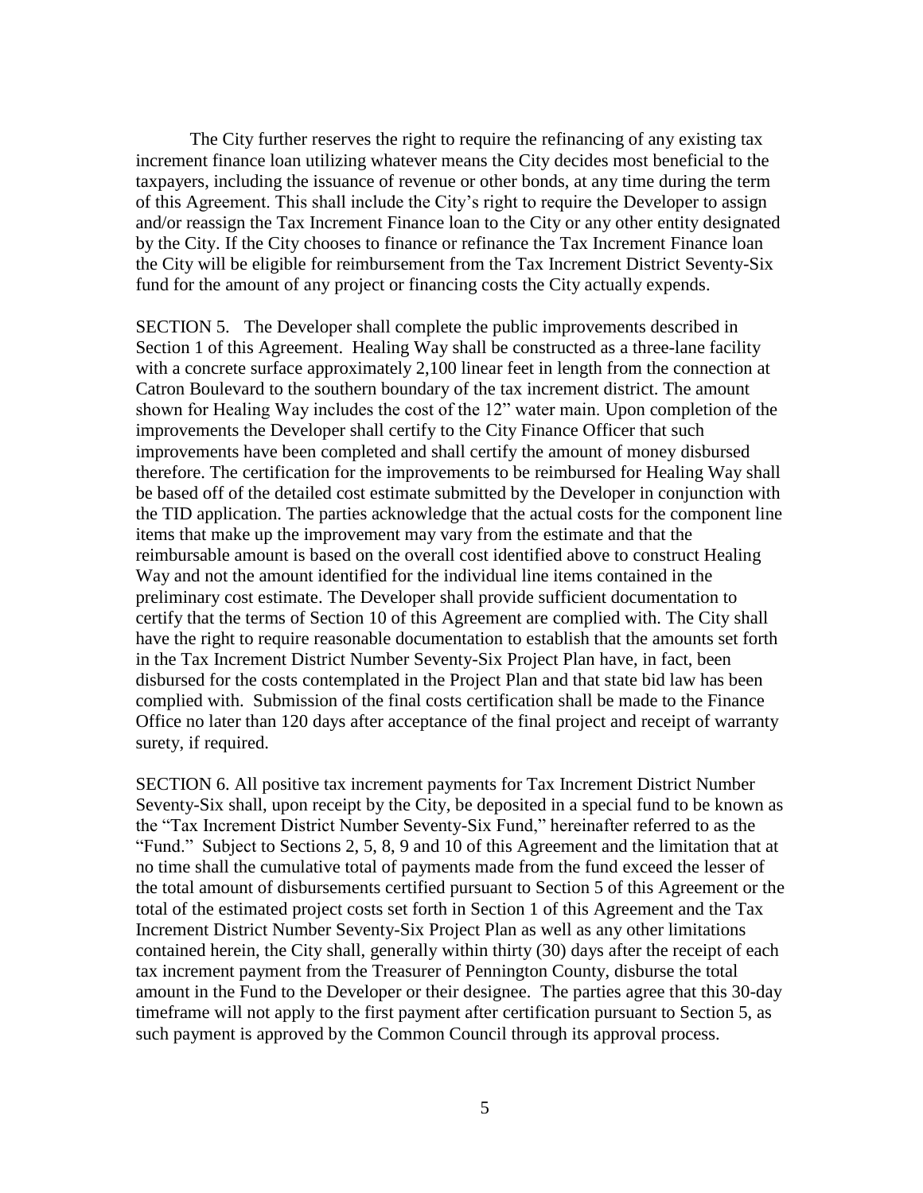The City further reserves the right to require the refinancing of any existing tax increment finance loan utilizing whatever means the City decides most beneficial to the taxpayers, including the issuance of revenue or other bonds, at any time during the term of this Agreement. This shall include the City's right to require the Developer to assign and/or reassign the Tax Increment Finance loan to the City or any other entity designated by the City. If the City chooses to finance or refinance the Tax Increment Finance loan the City will be eligible for reimbursement from the Tax Increment District Seventy-Six fund for the amount of any project or financing costs the City actually expends.

SECTION 5. The Developer shall complete the public improvements described in Section 1 of this Agreement. Healing Way shall be constructed as a three-lane facility with a concrete surface approximately 2,100 linear feet in length from the connection at Catron Boulevard to the southern boundary of the tax increment district. The amount shown for Healing Way includes the cost of the 12" water main. Upon completion of the improvements the Developer shall certify to the City Finance Officer that such improvements have been completed and shall certify the amount of money disbursed therefore. The certification for the improvements to be reimbursed for Healing Way shall be based off of the detailed cost estimate submitted by the Developer in conjunction with the TID application. The parties acknowledge that the actual costs for the component line items that make up the improvement may vary from the estimate and that the reimbursable amount is based on the overall cost identified above to construct Healing Way and not the amount identified for the individual line items contained in the preliminary cost estimate. The Developer shall provide sufficient documentation to certify that the terms of Section 10 of this Agreement are complied with. The City shall have the right to require reasonable documentation to establish that the amounts set forth in the Tax Increment District Number Seventy-Six Project Plan have, in fact, been disbursed for the costs contemplated in the Project Plan and that state bid law has been complied with. Submission of the final costs certification shall be made to the Finance Office no later than 120 days after acceptance of the final project and receipt of warranty surety, if required.

SECTION 6. All positive tax increment payments for Tax Increment District Number Seventy-Six shall, upon receipt by the City, be deposited in a special fund to be known as the "Tax Increment District Number Seventy-Six Fund," hereinafter referred to as the "Fund." Subject to Sections 2, 5, 8, 9 and 10 of this Agreement and the limitation that at no time shall the cumulative total of payments made from the fund exceed the lesser of the total amount of disbursements certified pursuant to Section 5 of this Agreement or the total of the estimated project costs set forth in Section 1 of this Agreement and the Tax Increment District Number Seventy-Six Project Plan as well as any other limitations contained herein, the City shall, generally within thirty (30) days after the receipt of each tax increment payment from the Treasurer of Pennington County, disburse the total amount in the Fund to the Developer or their designee. The parties agree that this 30-day timeframe will not apply to the first payment after certification pursuant to Section 5, as such payment is approved by the Common Council through its approval process.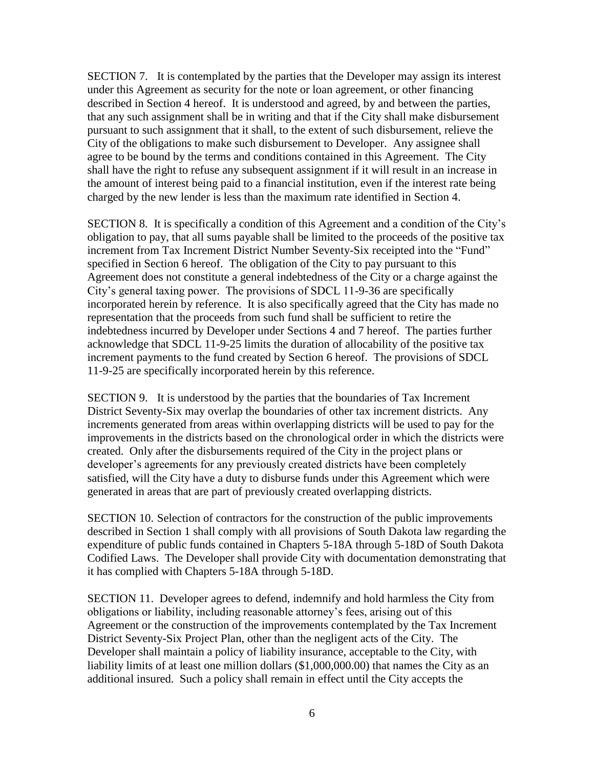SECTION 7. It is contemplated by the parties that the Developer may assign its interest under this Agreement as security for the note or loan agreement, or other financing described in Section 4 hereof. It is understood and agreed, by and between the parties, that any such assignment shall be in writing and that if the City shall make disbursement pursuant to such assignment that it shall, to the extent of such disbursement, relieve the City of the obligations to make such disbursement to Developer. Any assignee shall agree to be bound by the terms and conditions contained in this Agreement. The City shall have the right to refuse any subsequent assignment if it will result in an increase in the amount of interest being paid to a financial institution, even if the interest rate being charged by the new lender is less than the maximum rate identified in Section 4.

SECTION 8. It is specifically a condition of this Agreement and a condition of the City's obligation to pay, that all sums payable shall be limited to the proceeds of the positive tax increment from Tax Increment District Number Seventy-Six receipted into the "Fund" specified in Section 6 hereof. The obligation of the City to pay pursuant to this Agreement does not constitute a general indebtedness of the City or a charge against the City's general taxing power. The provisions of SDCL 11-9-36 are specifically incorporated herein by reference. It is also specifically agreed that the City has made no representation that the proceeds from such fund shall be sufficient to retire the indebtedness incurred by Developer under Sections 4 and 7 hereof. The parties further acknowledge that SDCL 11-9-25 limits the duration of allocability of the positive tax increment payments to the fund created by Section 6 hereof. The provisions of SDCL 11-9-25 are specifically incorporated herein by this reference.

SECTION 9. It is understood by the parties that the boundaries of Tax Increment District Seventy-Six may overlap the boundaries of other tax increment districts. Any increments generated from areas within overlapping districts will be used to pay for the improvements in the districts based on the chronological order in which the districts were created. Only after the disbursements required of the City in the project plans or developer's agreements for any previously created districts have been completely satisfied, will the City have a duty to disburse funds under this Agreement which were generated in areas that are part of previously created overlapping districts.

SECTION 10. Selection of contractors for the construction of the public improvements described in Section 1 shall comply with all provisions of South Dakota law regarding the expenditure of public funds contained in Chapters 5-18A through 5-18D of South Dakota Codified Laws. The Developer shall provide City with documentation demonstrating that it has complied with Chapters 5-18A through 5-18D.

SECTION 11. Developer agrees to defend, indemnify and hold harmless the City from obligations or liability, including reasonable attorney's fees, arising out of this Agreement or the construction of the improvements contemplated by the Tax Increment District Seventy-Six Project Plan, other than the negligent acts of the City. The Developer shall maintain a policy of liability insurance, acceptable to the City, with liability limits of at least one million dollars ($1,000,000.00) that names the City as an additional insured. Such a policy shall remain in effect until the City accepts the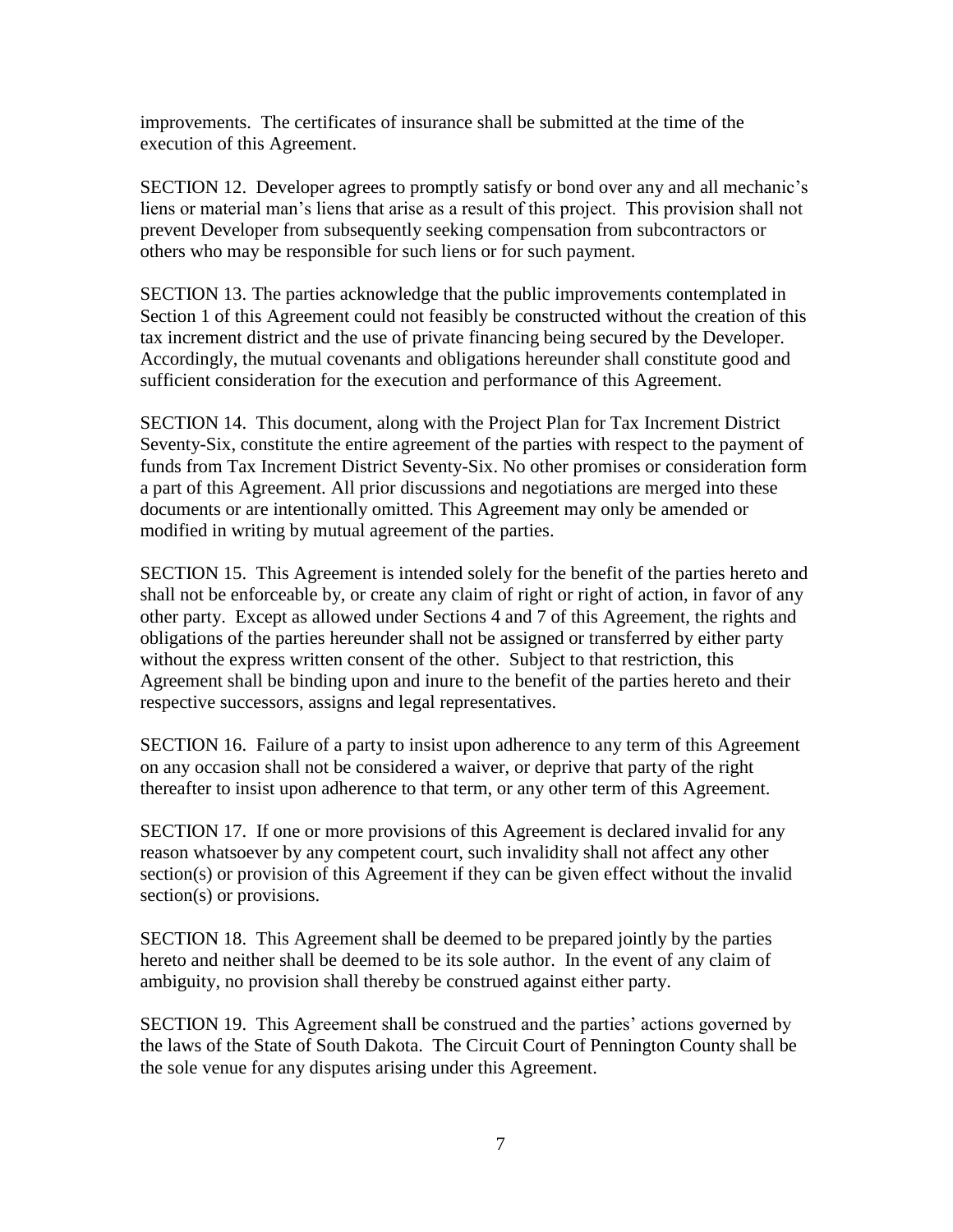improvements. The certificates of insurance shall be submitted at the time of the execution of this Agreement.

SECTION 12. Developer agrees to promptly satisfy or bond over any and all mechanic's liens or material man's liens that arise as a result of this project. This provision shall not prevent Developer from subsequently seeking compensation from subcontractors or others who may be responsible for such liens or for such payment.

SECTION 13. The parties acknowledge that the public improvements contemplated in Section 1 of this Agreement could not feasibly be constructed without the creation of this tax increment district and the use of private financing being secured by the Developer. Accordingly, the mutual covenants and obligations hereunder shall constitute good and sufficient consideration for the execution and performance of this Agreement.

SECTION 14. This document, along with the Project Plan for Tax Increment District Seventy-Six, constitute the entire agreement of the parties with respect to the payment of funds from Tax Increment District Seventy-Six. No other promises or consideration form a part of this Agreement. All prior discussions and negotiations are merged into these documents or are intentionally omitted. This Agreement may only be amended or modified in writing by mutual agreement of the parties.

SECTION 15. This Agreement is intended solely for the benefit of the parties hereto and shall not be enforceable by, or create any claim of right or right of action, in favor of any other party. Except as allowed under Sections 4 and 7 of this Agreement, the rights and obligations of the parties hereunder shall not be assigned or transferred by either party without the express written consent of the other. Subject to that restriction, this Agreement shall be binding upon and inure to the benefit of the parties hereto and their respective successors, assigns and legal representatives.

SECTION 16. Failure of a party to insist upon adherence to any term of this Agreement on any occasion shall not be considered a waiver, or deprive that party of the right thereafter to insist upon adherence to that term, or any other term of this Agreement.

SECTION 17. If one or more provisions of this Agreement is declared invalid for any reason whatsoever by any competent court, such invalidity shall not affect any other section(s) or provision of this Agreement if they can be given effect without the invalid section(s) or provisions.

SECTION 18. This Agreement shall be deemed to be prepared jointly by the parties hereto and neither shall be deemed to be its sole author. In the event of any claim of ambiguity, no provision shall thereby be construed against either party.

SECTION 19. This Agreement shall be construed and the parties' actions governed by the laws of the State of South Dakota. The Circuit Court of Pennington County shall be the sole venue for any disputes arising under this Agreement.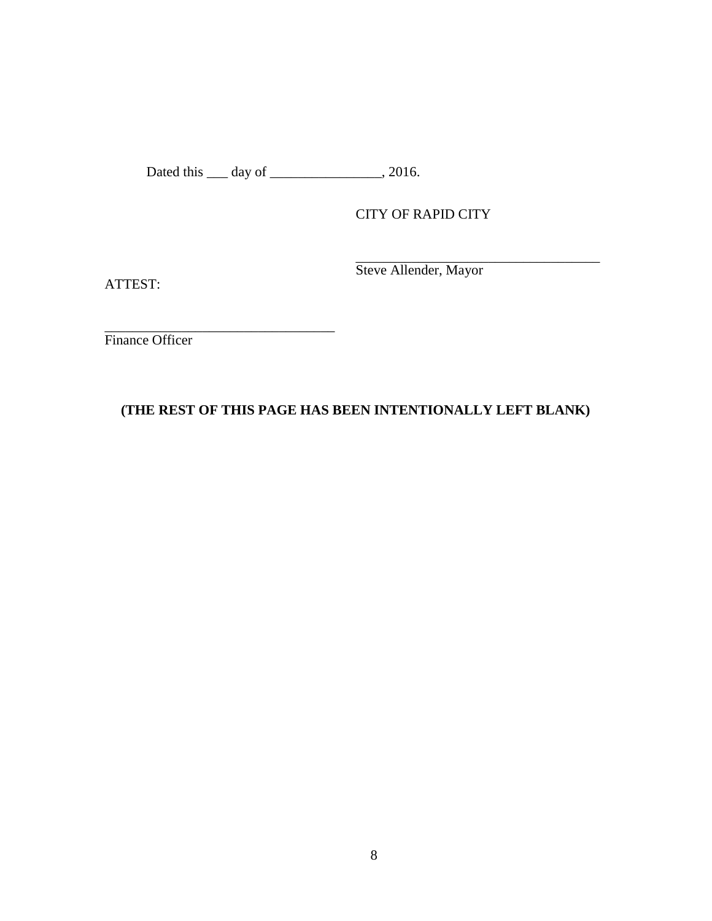Dated this ___ day of ________________, 2016.

CITY OF RAPID CITY

____________________________________
Steve Allender, Mayor

ATTEST:

__________________________________
Finance Officer

**(THE REST OF THIS PAGE HAS BEEN INTENTIONALLY LEFT BLANK)**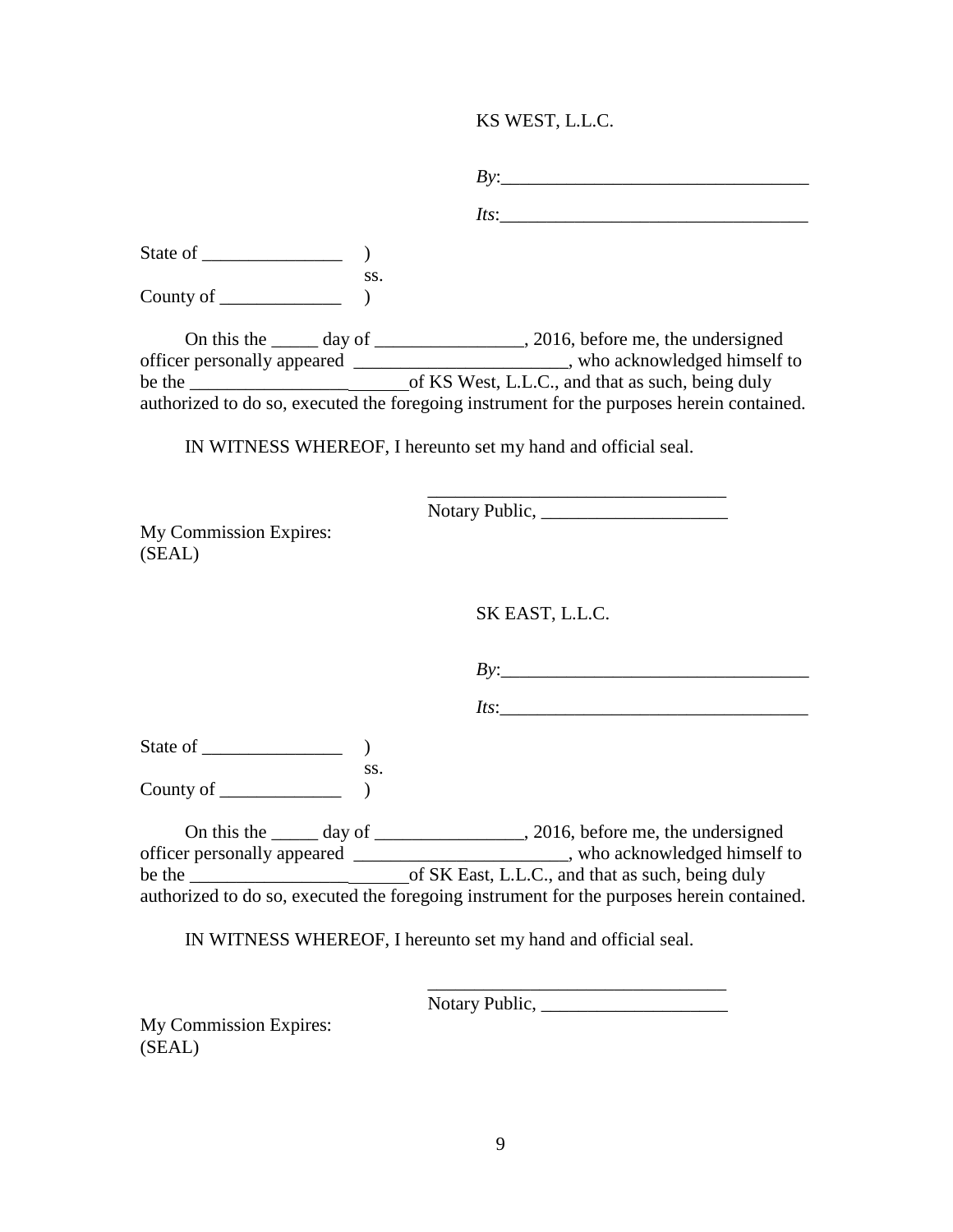KS WEST, L.L.C.

*By*:_________________________________

*Its*:_________________________________

State of _______________ )
ss.
County of _____________ )

On this the _____ day of ________________, 2016, before me, the undersigned officer personally appeared _______________________, who acknowledged himself to be the _______________________of KS West, L.L.C., and that as such, being duly authorized to do so, executed the foregoing instrument for the purposes herein contained.

IN WITNESS WHEREOF, I hereunto set my hand and official seal.

_________________________________
Notary Public, ____________________

My Commission Expires:
(SEAL)

SK EAST, L.L.C.

*By*:_________________________________

*Its*:_________________________________

State of _______________ )
ss.
County of _____________ )

On this the _____ day of ________________, 2016, before me, the undersigned officer personally appeared _______________________, who acknowledged himself to be the _______________________of SK East, L.L.C., and that as such, being duly authorized to do so, executed the foregoing instrument for the purposes herein contained.

IN WITNESS WHEREOF, I hereunto set my hand and official seal.

_________________________________
Notary Public, ____________________

My Commission Expires:
(SEAL)